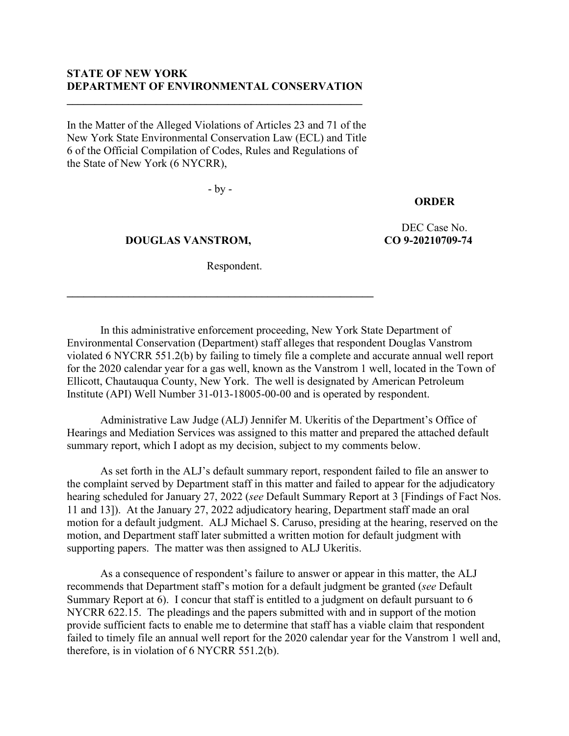**STATE OF NEW YORK**
**DEPARTMENT OF ENVIRONMENTAL CONSERVATION**

---

In the Matter of the Alleged Violations of Articles 23 and 71 of the New York State Environmental Conservation Law (ECL) and Title 6 of the Official Compilation of Codes, Rules and Regulations of the State of New York (6 NYCRR),

- by -

**DOUGLAS VANSTROM,**

Respondent.

**ORDER**

DEC Case No.
**CO 9-20210709-74**

---

In this administrative enforcement proceeding, New York State Department of Environmental Conservation (Department) staff alleges that respondent Douglas Vanstrom violated 6 NYCRR 551.2(b) by failing to timely file a complete and accurate annual well report for the 2020 calendar year for a gas well, known as the Vanstrom 1 well, located in the Town of Ellicott, Chautauqua County, New York. The well is designated by American Petroleum Institute (API) Well Number 31-013-18005-00-00 and is operated by respondent.

Administrative Law Judge (ALJ) Jennifer M. Ukeritis of the Department's Office of Hearings and Mediation Services was assigned to this matter and prepared the attached default summary report, which I adopt as my decision, subject to my comments below.

As set forth in the ALJ's default summary report, respondent failed to file an answer to the complaint served by Department staff in this matter and failed to appear for the adjudicatory hearing scheduled for January 27, 2022 (*see* Default Summary Report at 3 [Findings of Fact Nos. 11 and 13]). At the January 27, 2022 adjudicatory hearing, Department staff made an oral motion for a default judgment. ALJ Michael S. Caruso, presiding at the hearing, reserved on the motion, and Department staff later submitted a written motion for default judgment with supporting papers. The matter was then assigned to ALJ Ukeritis.

As a consequence of respondent's failure to answer or appear in this matter, the ALJ recommends that Department staff's motion for a default judgment be granted (*see* Default Summary Report at 6). I concur that staff is entitled to a judgment on default pursuant to 6 NYCRR 622.15. The pleadings and the papers submitted with and in support of the motion provide sufficient facts to enable me to determine that staff has a viable claim that respondent failed to timely file an annual well report for the 2020 calendar year for the Vanstrom 1 well and, therefore, is in violation of 6 NYCRR 551.2(b).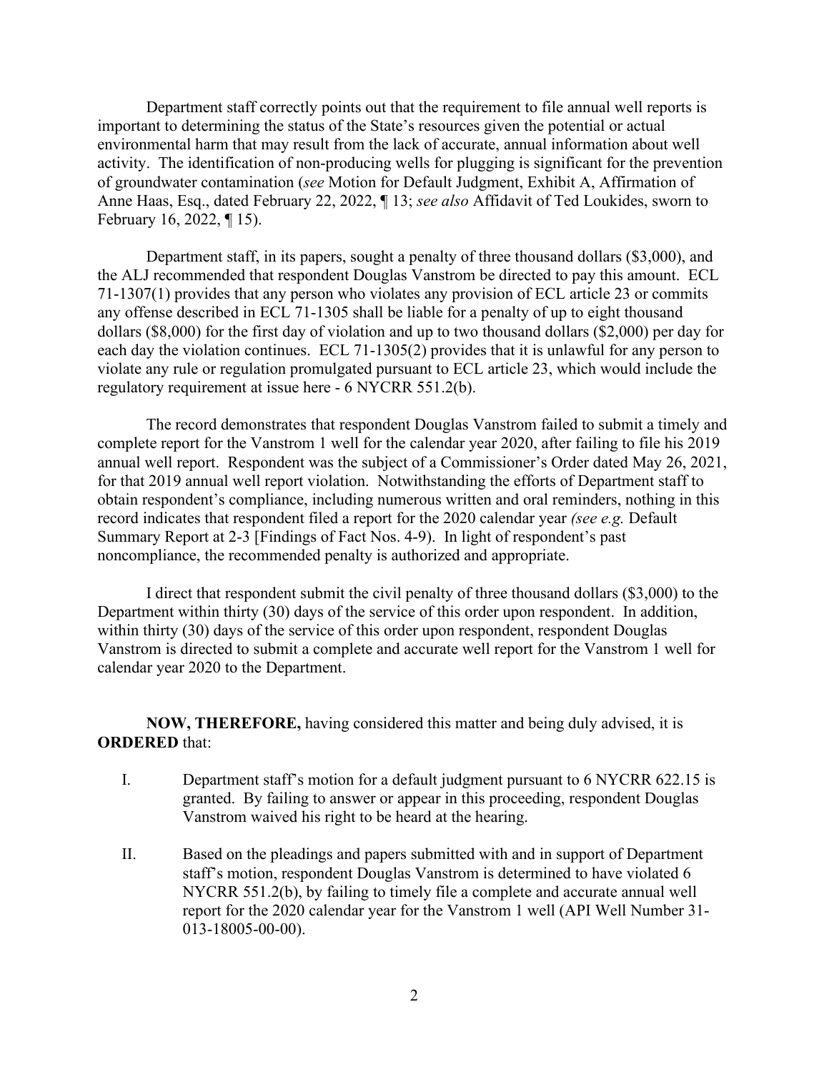Department staff correctly points out that the requirement to file annual well reports is important to determining the status of the State's resources given the potential or actual environmental harm that may result from the lack of accurate, annual information about well activity. The identification of non-producing wells for plugging is significant for the prevention of groundwater contamination (*see* Motion for Default Judgment, Exhibit A, Affirmation of Anne Haas, Esq., dated February 22, 2022, ¶ 13; *see also* Affidavit of Ted Loukides, sworn to February 16, 2022, ¶ 15).

Department staff, in its papers, sought a penalty of three thousand dollars ($3,000), and the ALJ recommended that respondent Douglas Vanstrom be directed to pay this amount. ECL 71-1307(1) provides that any person who violates any provision of ECL article 23 or commits any offense described in ECL 71-1305 shall be liable for a penalty of up to eight thousand dollars ($8,000) for the first day of violation and up to two thousand dollars ($2,000) per day for each day the violation continues. ECL 71-1305(2) provides that it is unlawful for any person to violate any rule or regulation promulgated pursuant to ECL article 23, which would include the regulatory requirement at issue here - 6 NYCRR 551.2(b).

The record demonstrates that respondent Douglas Vanstrom failed to submit a timely and complete report for the Vanstrom 1 well for the calendar year 2020, after failing to file his 2019 annual well report. Respondent was the subject of a Commissioner's Order dated May 26, 2021, for that 2019 annual well report violation. Notwithstanding the efforts of Department staff to obtain respondent's compliance, including numerous written and oral reminders, nothing in this record indicates that respondent filed a report for the 2020 calendar year *(see e.g.* Default Summary Report at 2-3 [Findings of Fact Nos. 4-9). In light of respondent's past noncompliance, the recommended penalty is authorized and appropriate.

I direct that respondent submit the civil penalty of three thousand dollars ($3,000) to the Department within thirty (30) days of the service of this order upon respondent. In addition, within thirty (30) days of the service of this order upon respondent, respondent Douglas Vanstrom is directed to submit a complete and accurate well report for the Vanstrom 1 well for calendar year 2020 to the Department.

**NOW, THEREFORE,** having considered this matter and being duly advised, it is **ORDERED** that:

I. Department staff's motion for a default judgment pursuant to 6 NYCRR 622.15 is granted. By failing to answer or appear in this proceeding, respondent Douglas Vanstrom waived his right to be heard at the hearing.

II. Based on the pleadings and papers submitted with and in support of Department staff's motion, respondent Douglas Vanstrom is determined to have violated 6 NYCRR 551.2(b), by failing to timely file a complete and accurate annual well report for the 2020 calendar year for the Vanstrom 1 well (API Well Number 31-013-18005-00-00).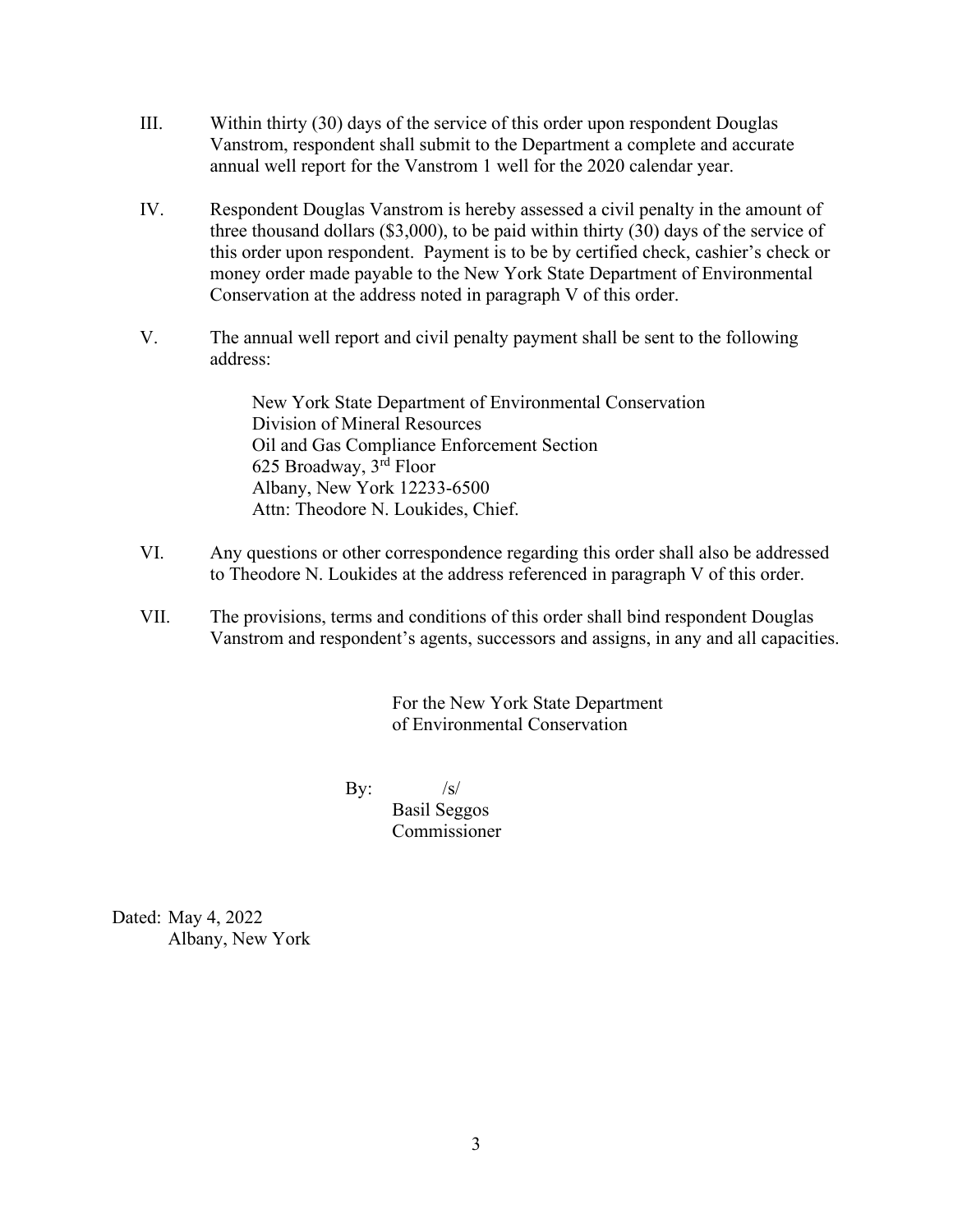III. Within thirty (30) days of the service of this order upon respondent Douglas Vanstrom, respondent shall submit to the Department a complete and accurate annual well report for the Vanstrom 1 well for the 2020 calendar year.

IV. Respondent Douglas Vanstrom is hereby assessed a civil penalty in the amount of three thousand dollars ($3,000), to be paid within thirty (30) days of the service of this order upon respondent. Payment is to be by certified check, cashier's check or money order made payable to the New York State Department of Environmental Conservation at the address noted in paragraph V of this order.

V. The annual well report and civil penalty payment shall be sent to the following address:

> New York State Department of Environmental Conservation
> Division of Mineral Resources
> Oil and Gas Compliance Enforcement Section
> 625 Broadway, 3rd Floor
> Albany, New York 12233-6500
> Attn: Theodore N. Loukides, Chief.

VI. Any questions or other correspondence regarding this order shall also be addressed to Theodore N. Loukides at the address referenced in paragraph V of this order.

VII. The provisions, terms and conditions of this order shall bind respondent Douglas Vanstrom and respondent's agents, successors and assigns, in any and all capacities.

For the New York State Department of Environmental Conservation

By: /s/
Basil Seggos
Commissioner

Dated: May 4, 2022
Albany, New York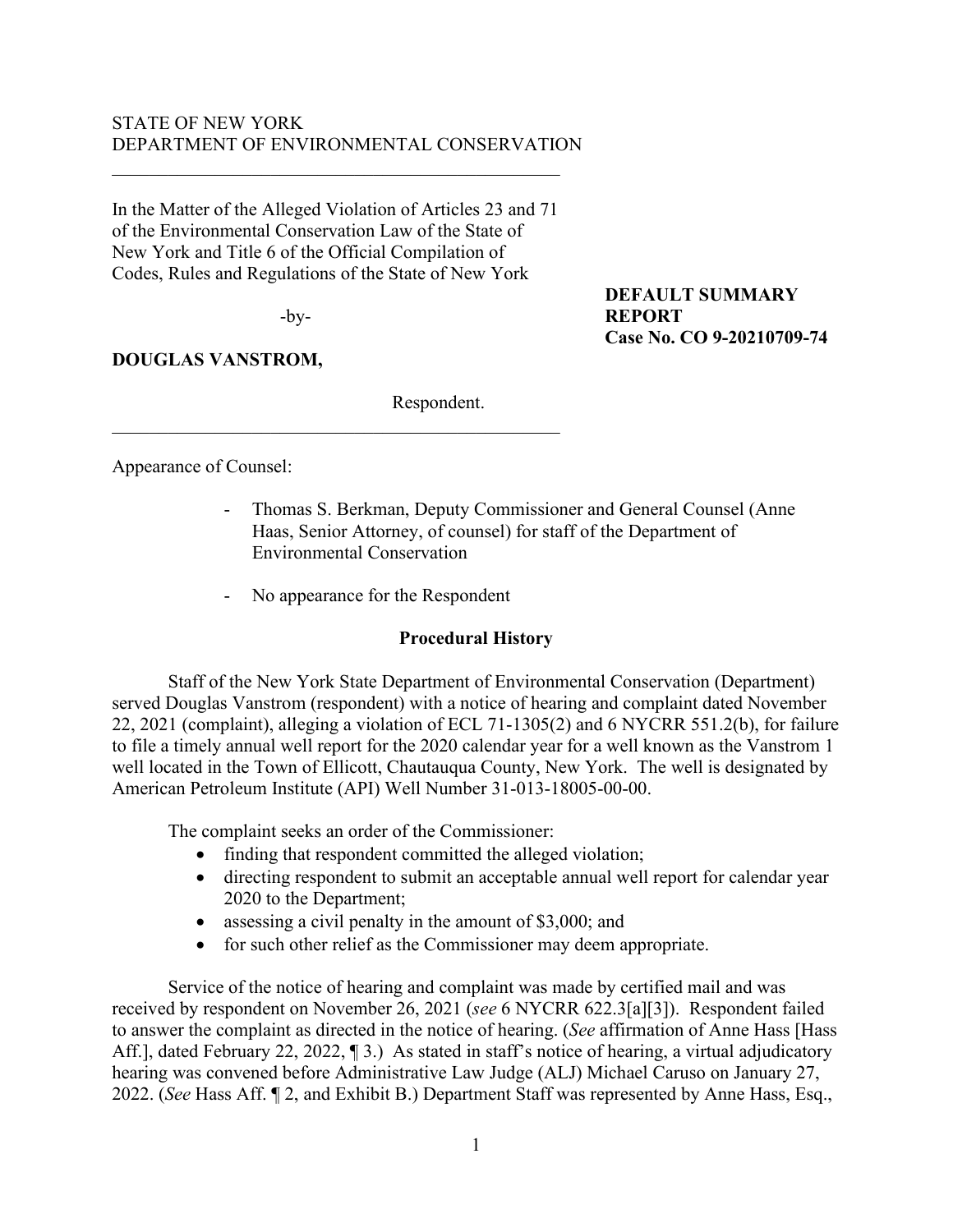STATE OF NEW YORK
DEPARTMENT OF ENVIRONMENTAL CONSERVATION

---

In the Matter of the Alleged Violation of Articles 23 and 71 of the Environmental Conservation Law of the State of New York and Title 6 of the Official Compilation of Codes, Rules and Regulations of the State of New York

-by-

**DOUGLAS VANSTROM,**

Respondent.

---

**DEFAULT SUMMARY REPORT**
**Case No. CO 9-20210709-74**

Appearance of Counsel:

- Thomas S. Berkman, Deputy Commissioner and General Counsel (Anne Haas, Senior Attorney, of counsel) for staff of the Department of Environmental Conservation
- No appearance for the Respondent

## Procedural History

Staff of the New York State Department of Environmental Conservation (Department) served Douglas Vanstrom (respondent) with a notice of hearing and complaint dated November 22, 2021 (complaint), alleging a violation of ECL 71-1305(2) and 6 NYCRR 551.2(b), for failure to file a timely annual well report for the 2020 calendar year for a well known as the Vanstrom 1 well located in the Town of Ellicott, Chautauqua County, New York. The well is designated by American Petroleum Institute (API) Well Number 31-013-18005-00-00.

The complaint seeks an order of the Commissioner:

- finding that respondent committed the alleged violation;
- directing respondent to submit an acceptable annual well report for calendar year 2020 to the Department;
- assessing a civil penalty in the amount of $3,000; and
- for such other relief as the Commissioner may deem appropriate.

Service of the notice of hearing and complaint was made by certified mail and was received by respondent on November 26, 2021 (*see* 6 NYCRR 622.3[a][3]). Respondent failed to answer the complaint as directed in the notice of hearing. (*See* affirmation of Anne Hass [Hass Aff.], dated February 22, 2022, ¶ 3.) As stated in staff's notice of hearing, a virtual adjudicatory hearing was convened before Administrative Law Judge (ALJ) Michael Caruso on January 27, 2022. (*See* Hass Aff. ¶ 2, and Exhibit B.) Department Staff was represented by Anne Hass, Esq.,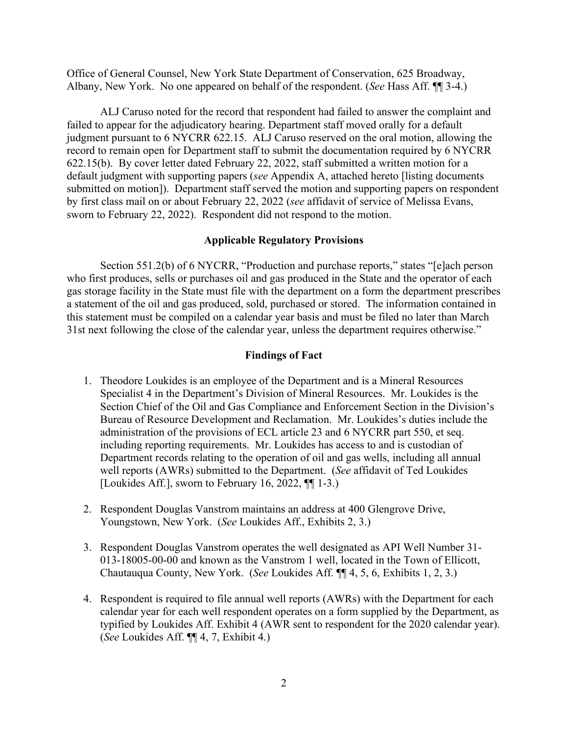Office of General Counsel, New York State Department of Conservation, 625 Broadway, Albany, New York. No one appeared on behalf of the respondent. (*See* Hass Aff. ¶¶ 3-4.)

ALJ Caruso noted for the record that respondent had failed to answer the complaint and failed to appear for the adjudicatory hearing. Department staff moved orally for a default judgment pursuant to 6 NYCRR 622.15. ALJ Caruso reserved on the oral motion, allowing the record to remain open for Department staff to submit the documentation required by 6 NYCRR 622.15(b). By cover letter dated February 22, 2022, staff submitted a written motion for a default judgment with supporting papers (*see* Appendix A, attached hereto [listing documents submitted on motion]). Department staff served the motion and supporting papers on respondent by first class mail on or about February 22, 2022 (*see* affidavit of service of Melissa Evans, sworn to February 22, 2022). Respondent did not respond to the motion.

## Applicable Regulatory Provisions

Section 551.2(b) of 6 NYCRR, "Production and purchase reports," states "[e]ach person who first produces, sells or purchases oil and gas produced in the State and the operator of each gas storage facility in the State must file with the department on a form the department prescribes a statement of the oil and gas produced, sold, purchased or stored. The information contained in this statement must be compiled on a calendar year basis and must be filed no later than March 31st next following the close of the calendar year, unless the department requires otherwise."

## Findings of Fact

1. Theodore Loukides is an employee of the Department and is a Mineral Resources Specialist 4 in the Department's Division of Mineral Resources. Mr. Loukides is the Section Chief of the Oil and Gas Compliance and Enforcement Section in the Division's Bureau of Resource Development and Reclamation. Mr. Loukides's duties include the administration of the provisions of ECL article 23 and 6 NYCRR part 550, et seq. including reporting requirements. Mr. Loukides has access to and is custodian of Department records relating to the operation of oil and gas wells, including all annual well reports (AWRs) submitted to the Department. (*See* affidavit of Ted Loukides [Loukides Aff.], sworn to February 16, 2022, ¶¶ 1-3.)

2. Respondent Douglas Vanstrom maintains an address at 400 Glengrove Drive, Youngstown, New York. (*See* Loukides Aff., Exhibits 2, 3.)

3. Respondent Douglas Vanstrom operates the well designated as API Well Number 31-013-18005-00-00 and known as the Vanstrom 1 well, located in the Town of Ellicott, Chautauqua County, New York. (*See* Loukides Aff. ¶¶ 4, 5, 6, Exhibits 1, 2, 3.)

4. Respondent is required to file annual well reports (AWRs) with the Department for each calendar year for each well respondent operates on a form supplied by the Department, as typified by Loukides Aff. Exhibit 4 (AWR sent to respondent for the 2020 calendar year). (*See* Loukides Aff. ¶¶ 4, 7, Exhibit 4.)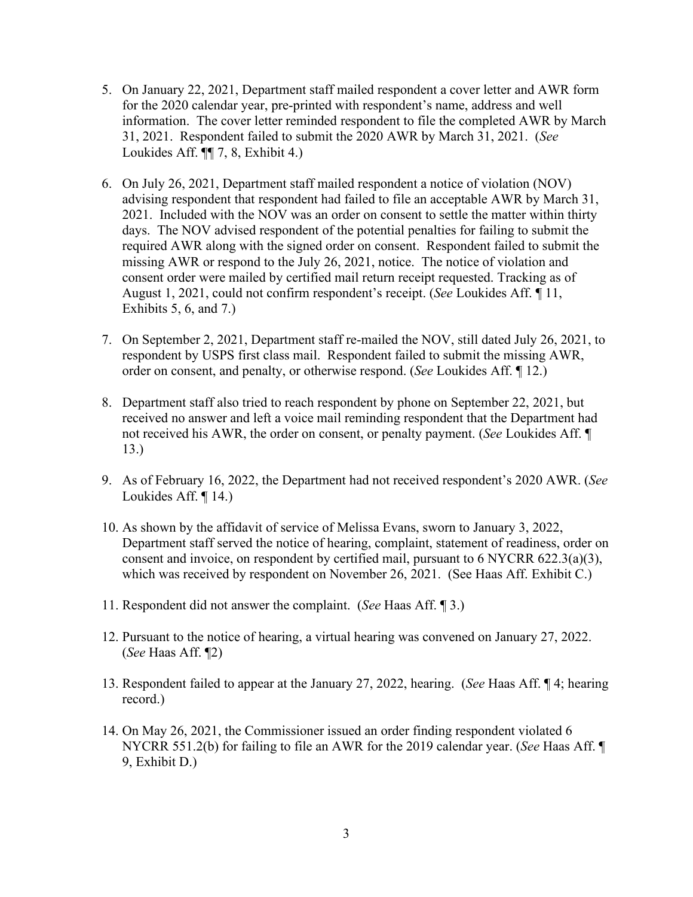5. On January 22, 2021, Department staff mailed respondent a cover letter and AWR form for the 2020 calendar year, pre-printed with respondent's name, address and well information. The cover letter reminded respondent to file the completed AWR by March 31, 2021. Respondent failed to submit the 2020 AWR by March 31, 2021. (*See* Loukides Aff. ¶¶ 7, 8, Exhibit 4.)

6. On July 26, 2021, Department staff mailed respondent a notice of violation (NOV) advising respondent that respondent had failed to file an acceptable AWR by March 31, 2021. Included with the NOV was an order on consent to settle the matter within thirty days. The NOV advised respondent of the potential penalties for failing to submit the required AWR along with the signed order on consent. Respondent failed to submit the missing AWR or respond to the July 26, 2021, notice. The notice of violation and consent order were mailed by certified mail return receipt requested. Tracking as of August 1, 2021, could not confirm respondent's receipt. (*See* Loukides Aff. ¶ 11, Exhibits 5, 6, and 7.)

7. On September 2, 2021, Department staff re-mailed the NOV, still dated July 26, 2021, to respondent by USPS first class mail. Respondent failed to submit the missing AWR, order on consent, and penalty, or otherwise respond. (*See* Loukides Aff. ¶ 12.)

8. Department staff also tried to reach respondent by phone on September 22, 2021, but received no answer and left a voice mail reminding respondent that the Department had not received his AWR, the order on consent, or penalty payment. (*See* Loukides Aff. ¶ 13.)

9. As of February 16, 2022, the Department had not received respondent's 2020 AWR. (*See* Loukides Aff. ¶ 14.)

10. As shown by the affidavit of service of Melissa Evans, sworn to January 3, 2022, Department staff served the notice of hearing, complaint, statement of readiness, order on consent and invoice, on respondent by certified mail, pursuant to 6 NYCRR 622.3(a)(3), which was received by respondent on November 26, 2021. (See Haas Aff. Exhibit C.)

11. Respondent did not answer the complaint. (*See* Haas Aff. ¶ 3.)

12. Pursuant to the notice of hearing, a virtual hearing was convened on January 27, 2022. (*See* Haas Aff. ¶2)

13. Respondent failed to appear at the January 27, 2022, hearing. (*See* Haas Aff. ¶ 4; hearing record.)

14. On May 26, 2021, the Commissioner issued an order finding respondent violated 6 NYCRR 551.2(b) for failing to file an AWR for the 2019 calendar year. (*See* Haas Aff. ¶ 9, Exhibit D.)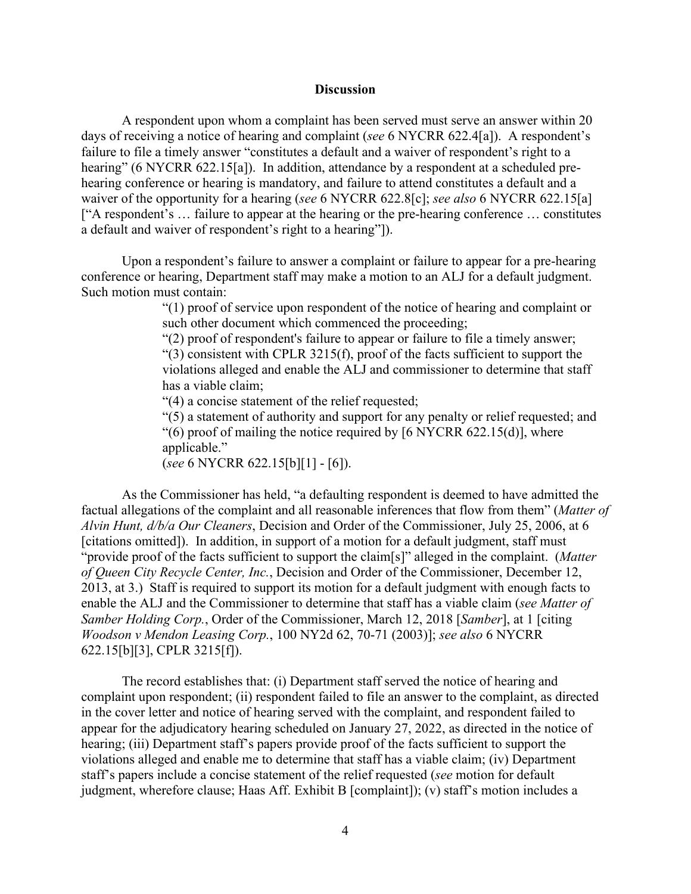## Discussion

A respondent upon whom a complaint has been served must serve an answer within 20 days of receiving a notice of hearing and complaint (*see* 6 NYCRR 622.4[a]). A respondent's failure to file a timely answer "constitutes a default and a waiver of respondent's right to a hearing" (6 NYCRR 622.15[a]). In addition, attendance by a respondent at a scheduled pre-hearing conference or hearing is mandatory, and failure to attend constitutes a default and a waiver of the opportunity for a hearing (*see* 6 NYCRR 622.8[c]; *see also* 6 NYCRR 622.15[a] ["A respondent's … failure to appear at the hearing or the pre-hearing conference … constitutes a default and waiver of respondent's right to a hearing"]).

Upon a respondent's failure to answer a complaint or failure to appear for a pre-hearing conference or hearing, Department staff may make a motion to an ALJ for a default judgment. Such motion must contain:

> "(1) proof of service upon respondent of the notice of hearing and complaint or such other document which commenced the proceeding;
> "(2) proof of respondent's failure to appear or failure to file a timely answer;
> "(3) consistent with CPLR 3215(f), proof of the facts sufficient to support the violations alleged and enable the ALJ and commissioner to determine that staff has a viable claim;
> "(4) a concise statement of the relief requested;
> "(5) a statement of authority and support for any penalty or relief requested; and
> "(6) proof of mailing the notice required by [6 NYCRR 622.15(d)], where applicable."
> (*see* 6 NYCRR 622.15[b][1] - [6]).

As the Commissioner has held, "a defaulting respondent is deemed to have admitted the factual allegations of the complaint and all reasonable inferences that flow from them" (*Matter of Alvin Hunt, d/b/a Our Cleaners*, Decision and Order of the Commissioner, July 25, 2006, at 6 [citations omitted]). In addition, in support of a motion for a default judgment, staff must "provide proof of the facts sufficient to support the claim[s]" alleged in the complaint. (*Matter of Queen City Recycle Center, Inc.*, Decision and Order of the Commissioner, December 12, 2013, at 3.) Staff is required to support its motion for a default judgment with enough facts to enable the ALJ and the Commissioner to determine that staff has a viable claim (*see Matter of Samber Holding Corp.*, Order of the Commissioner, March 12, 2018 [*Samber*], at 1 [citing *Woodson v Mendon Leasing Corp.*, 100 NY2d 62, 70-71 (2003)]; *see also* 6 NYCRR 622.15[b][3], CPLR 3215[f]).

The record establishes that: (i) Department staff served the notice of hearing and complaint upon respondent; (ii) respondent failed to file an answer to the complaint, as directed in the cover letter and notice of hearing served with the complaint, and respondent failed to appear for the adjudicatory hearing scheduled on January 27, 2022, as directed in the notice of hearing; (iii) Department staff's papers provide proof of the facts sufficient to support the violations alleged and enable me to determine that staff has a viable claim; (iv) Department staff's papers include a concise statement of the relief requested (*see* motion for default judgment, wherefore clause; Haas Aff. Exhibit B [complaint]); (v) staff's motion includes a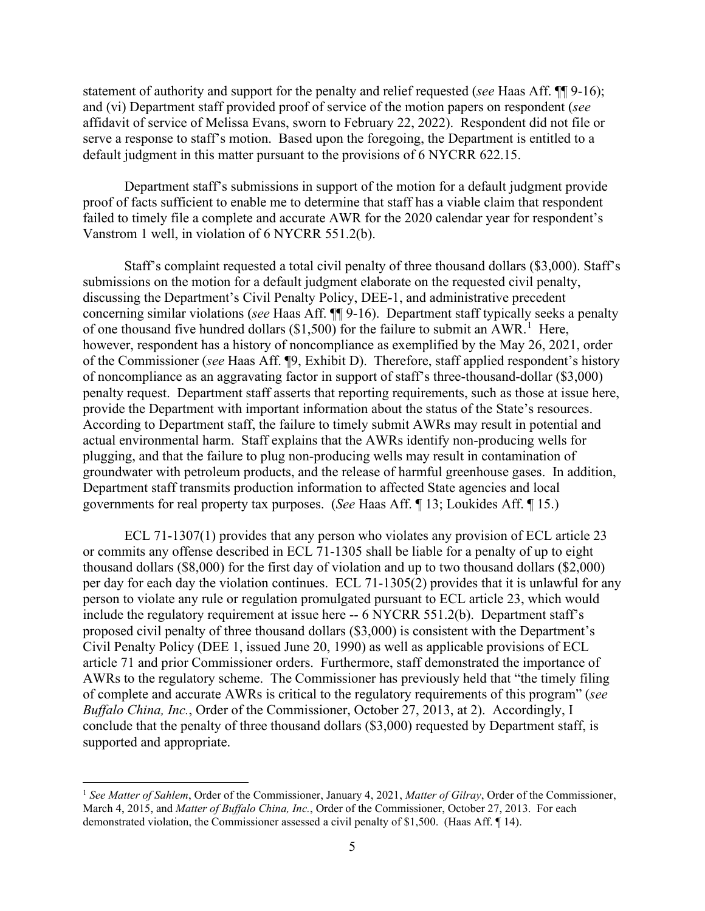statement of authority and support for the penalty and relief requested (*see* Haas Aff. ¶¶ 9-16); and (vi) Department staff provided proof of service of the motion papers on respondent (*see* affidavit of service of Melissa Evans, sworn to February 22, 2022). Respondent did not file or serve a response to staff's motion. Based upon the foregoing, the Department is entitled to a default judgment in this matter pursuant to the provisions of 6 NYCRR 622.15.

Department staff's submissions in support of the motion for a default judgment provide proof of facts sufficient to enable me to determine that staff has a viable claim that respondent failed to timely file a complete and accurate AWR for the 2020 calendar year for respondent's Vanstrom 1 well, in violation of 6 NYCRR 551.2(b).

Staff's complaint requested a total civil penalty of three thousand dollars ($3,000). Staff's submissions on the motion for a default judgment elaborate on the requested civil penalty, discussing the Department's Civil Penalty Policy, DEE-1, and administrative precedent concerning similar violations (*see* Haas Aff. ¶¶ 9-16). Department staff typically seeks a penalty of one thousand five hundred dollars ($1,500) for the failure to submit an AWR.[1] Here, however, respondent has a history of noncompliance as exemplified by the May 26, 2021, order of the Commissioner (*see* Haas Aff. ¶9, Exhibit D). Therefore, staff applied respondent's history of noncompliance as an aggravating factor in support of staff's three-thousand-dollar ($3,000) penalty request. Department staff asserts that reporting requirements, such as those at issue here, provide the Department with important information about the status of the State's resources. According to Department staff, the failure to timely submit AWRs may result in potential and actual environmental harm. Staff explains that the AWRs identify non-producing wells for plugging, and that the failure to plug non-producing wells may result in contamination of groundwater with petroleum products, and the release of harmful greenhouse gases. In addition, Department staff transmits production information to affected State agencies and local governments for real property tax purposes. (*See* Haas Aff. ¶ 13; Loukides Aff. ¶ 15.)

ECL 71-1307(1) provides that any person who violates any provision of ECL article 23 or commits any offense described in ECL 71-1305 shall be liable for a penalty of up to eight thousand dollars ($8,000) for the first day of violation and up to two thousand dollars ($2,000) per day for each day the violation continues. ECL 71-1305(2) provides that it is unlawful for any person to violate any rule or regulation promulgated pursuant to ECL article 23, which would include the regulatory requirement at issue here -- 6 NYCRR 551.2(b). Department staff's proposed civil penalty of three thousand dollars ($3,000) is consistent with the Department's Civil Penalty Policy (DEE 1, issued June 20, 1990) as well as applicable provisions of ECL article 71 and prior Commissioner orders. Furthermore, staff demonstrated the importance of AWRs to the regulatory scheme. The Commissioner has previously held that "the timely filing of complete and accurate AWRs is critical to the regulatory requirements of this program" (*see Buffalo China, Inc.*, Order of the Commissioner, October 27, 2013, at 2). Accordingly, I conclude that the penalty of three thousand dollars ($3,000) requested by Department staff, is supported and appropriate.

---

[1] *See Matter of Sahlem*, Order of the Commissioner, January 4, 2021, *Matter of Gilray*, Order of the Commissioner, March 4, 2015, and *Matter of Buffalo China, Inc.*, Order of the Commissioner, October 27, 2013. For each demonstrated violation, the Commissioner assessed a civil penalty of $1,500. (Haas Aff. ¶ 14).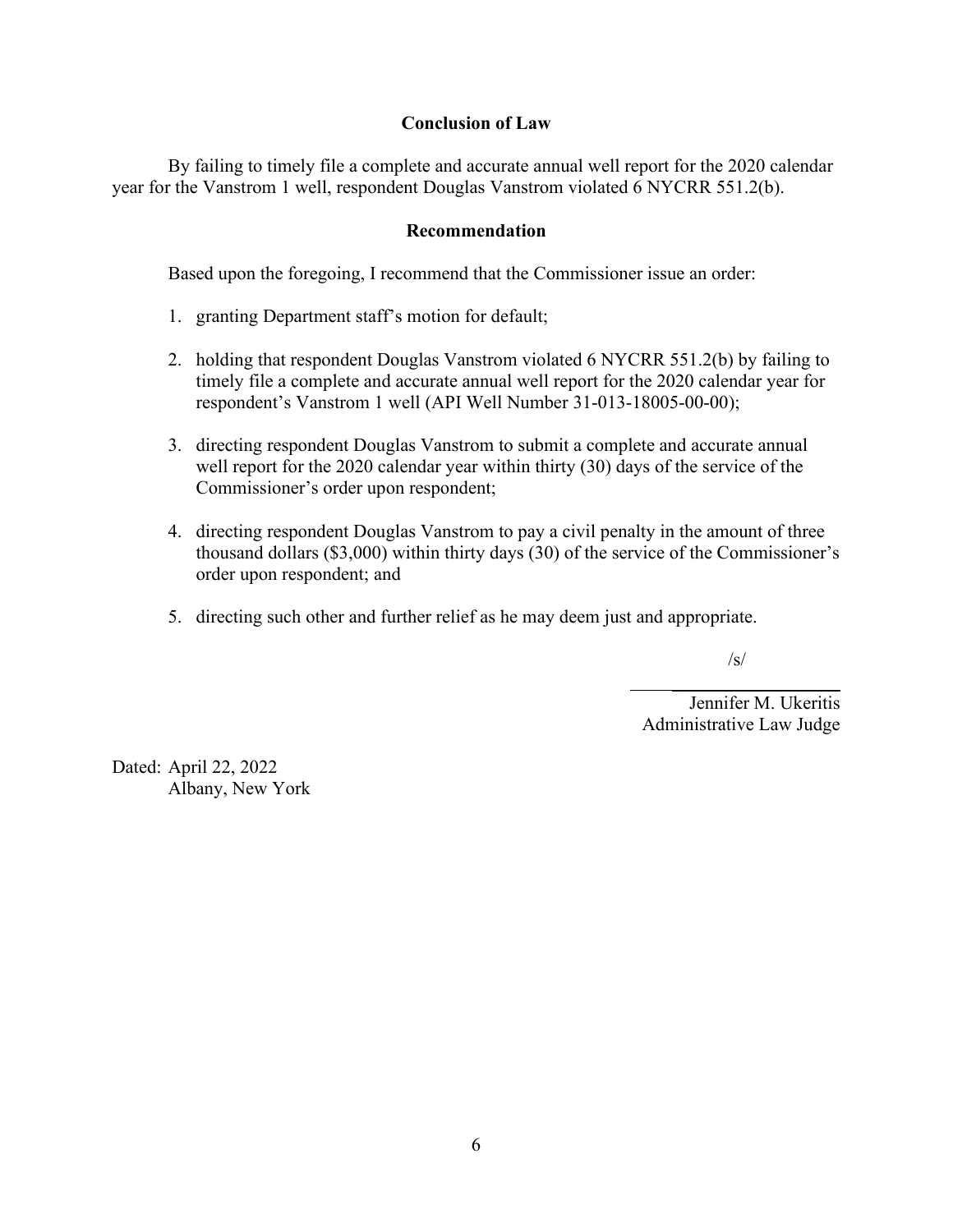## Conclusion of Law

By failing to timely file a complete and accurate annual well report for the 2020 calendar year for the Vanstrom 1 well, respondent Douglas Vanstrom violated 6 NYCRR 551.2(b).

## Recommendation

Based upon the foregoing, I recommend that the Commissioner issue an order:

1. granting Department staff's motion for default;

2. holding that respondent Douglas Vanstrom violated 6 NYCRR 551.2(b) by failing to timely file a complete and accurate annual well report for the 2020 calendar year for respondent's Vanstrom 1 well (API Well Number 31-013-18005-00-00);

3. directing respondent Douglas Vanstrom to submit a complete and accurate annual well report for the 2020 calendar year within thirty (30) days of the service of the Commissioner's order upon respondent;

4. directing respondent Douglas Vanstrom to pay a civil penalty in the amount of three thousand dollars ($3,000) within thirty days (30) of the service of the Commissioner's order upon respondent; and

5. directing such other and further relief as he may deem just and appropriate.

/s/

Jennifer M. Ukeritis
Administrative Law Judge

Dated: April 22, 2022
Albany, New York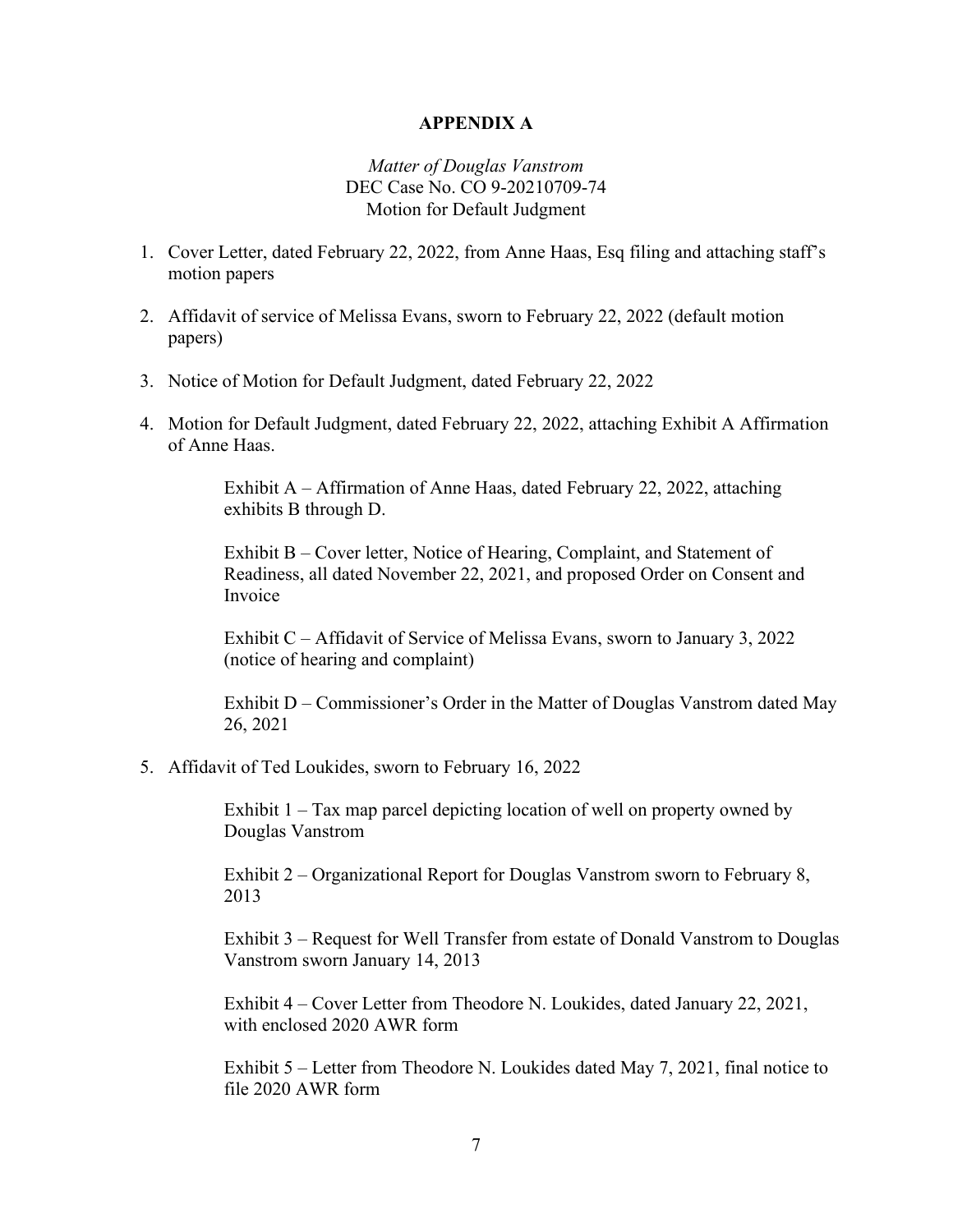**APPENDIX A**

*Matter of Douglas Vanstrom*
DEC Case No. CO 9-20210709-74
Motion for Default Judgment

1. Cover Letter, dated February 22, 2022, from Anne Haas, Esq filing and attaching staff's motion papers

2. Affidavit of service of Melissa Evans, sworn to February 22, 2022 (default motion papers)

3. Notice of Motion for Default Judgment, dated February 22, 2022

4. Motion for Default Judgment, dated February 22, 2022, attaching Exhibit A Affirmation of Anne Haas.

   Exhibit A – Affirmation of Anne Haas, dated February 22, 2022, attaching exhibits B through D.

   Exhibit B – Cover letter, Notice of Hearing, Complaint, and Statement of Readiness, all dated November 22, 2021, and proposed Order on Consent and Invoice

   Exhibit C – Affidavit of Service of Melissa Evans, sworn to January 3, 2022 (notice of hearing and complaint)

   Exhibit D – Commissioner's Order in the Matter of Douglas Vanstrom dated May 26, 2021

5. Affidavit of Ted Loukides, sworn to February 16, 2022

   Exhibit 1 – Tax map parcel depicting location of well on property owned by Douglas Vanstrom

   Exhibit 2 – Organizational Report for Douglas Vanstrom sworn to February 8, 2013

   Exhibit 3 – Request for Well Transfer from estate of Donald Vanstrom to Douglas Vanstrom sworn January 14, 2013

   Exhibit 4 – Cover Letter from Theodore N. Loukides, dated January 22, 2021, with enclosed 2020 AWR form

   Exhibit 5 – Letter from Theodore N. Loukides dated May 7, 2021, final notice to file 2020 AWR form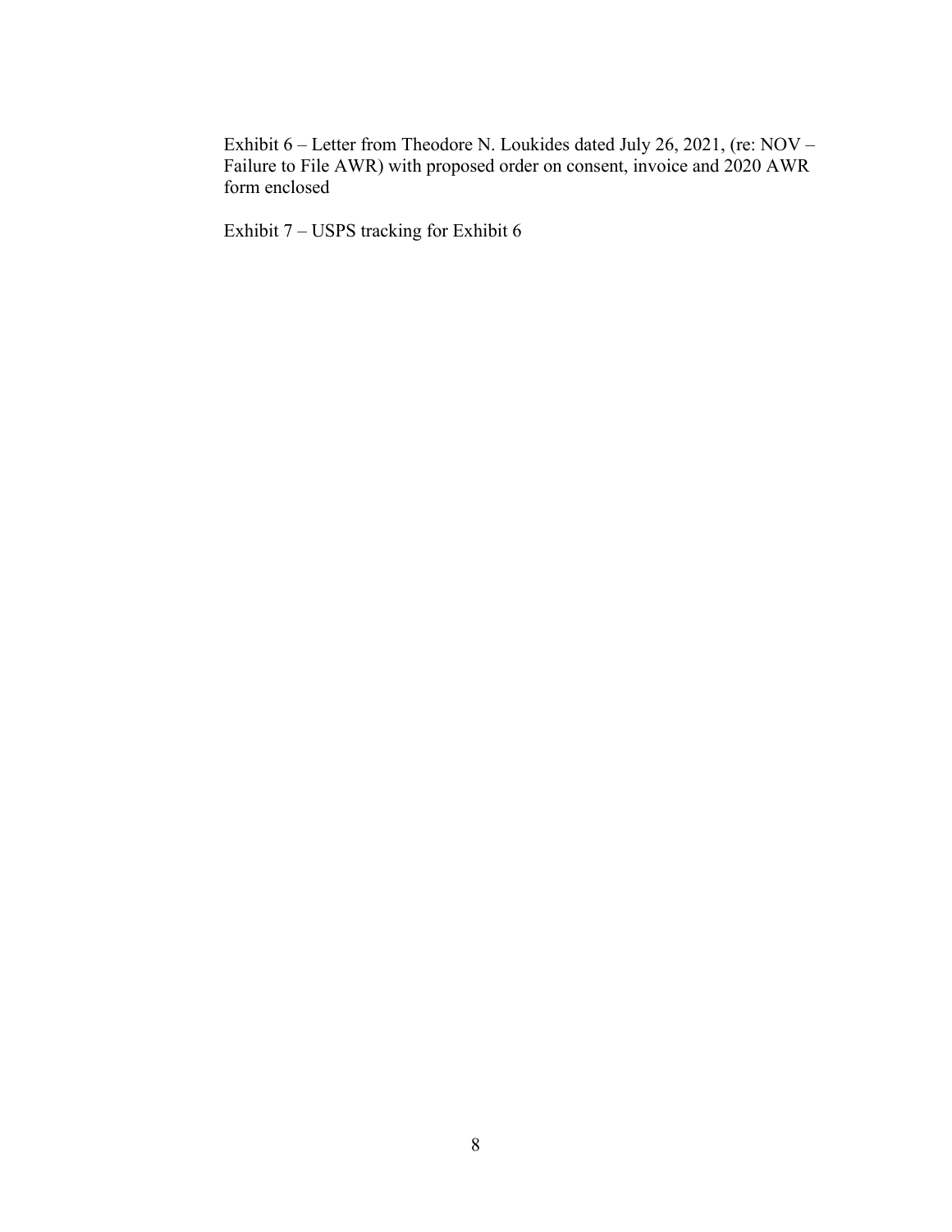Exhibit 6 – Letter from Theodore N. Loukides dated July 26, 2021, (re: NOV – Failure to File AWR) with proposed order on consent, invoice and 2020 AWR form enclosed

Exhibit 7 – USPS tracking for Exhibit 6